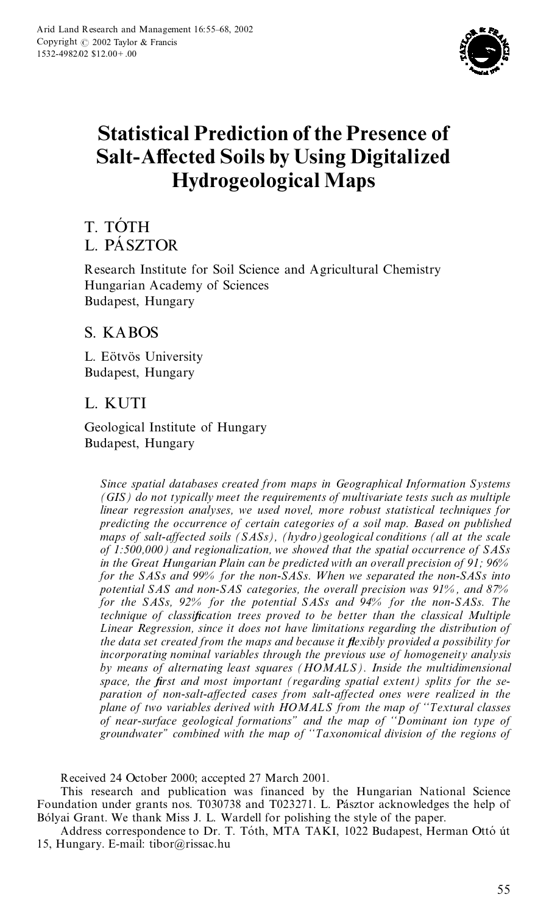# Statistical Prediction of the Presence of Salt-Affected Soils by Using Digitalized Hydrogeological Maps

T. TÓTH
L. PÁSZTOR

Research Institute for Soil Science and Agricultural Chemistry
Hungarian Academy of Sciences
Budapest, Hungary

S. KABOS

L. Eötvös University
Budapest, Hungary

L. KUTI

Geological Institute of Hungary
Budapest, Hungary

*Since spatial databases created from maps in Geographical Information Systems (GIS) do not typically meet the requirements of multivariate tests such as multiple linear regression analyses, we used novel, more robust statistical techniques for predicting the occurrence of certain categories of a soil map. Based on published maps of salt-affected soils (SASs), (hydro)geological conditions (all at the scale of 1:500,000) and regionalization, we showed that the spatial occurrence of SASs in the Great Hungarian Plain can be predicted with an overall precision of 91; 96% for the SASs and 99% for the non-SASs. When we separated the non-SASs into potential SAS and non-SAS categories, the overall precision was 91%, and 87% for the SASs, 92% for the potential SASs and 94% for the non-SASs. The technique of classification trees proved to be better than the classical Multiple Linear Regression, since it does not have limitations regarding the distribution of the data set created from the maps and because it flexibly provided a possibility for incorporating nominal variables through the previous use of homogeneity analysis by means of alternating least squares (HOMALS). Inside the multidimensional space, the first and most important (regarding spatial extent) splits for the separation of non-salt-affected cases from salt-affected ones were realized in the plane of two variables derived with HOMALS from the map of "Textural classes of near-surface geological formations" and the map of "Dominant ion type of groundwater" combined with the map of "Taxonomical division of the regions of*

Received 24 October 2000; accepted 27 March 2001.

This research and publication was financed by the Hungarian National Science Foundation under grants nos. T030738 and T023271. L. Pásztor acknowledges the help of Bólyai Grant. We thank Miss J. L. Wardell for polishing the style of the paper.

Address correspondence to Dr. T. Tóth, MTA TAKI, 1022 Budapest, Herman Ottó út 15, Hungary. E-mail: tibor@rissac.hu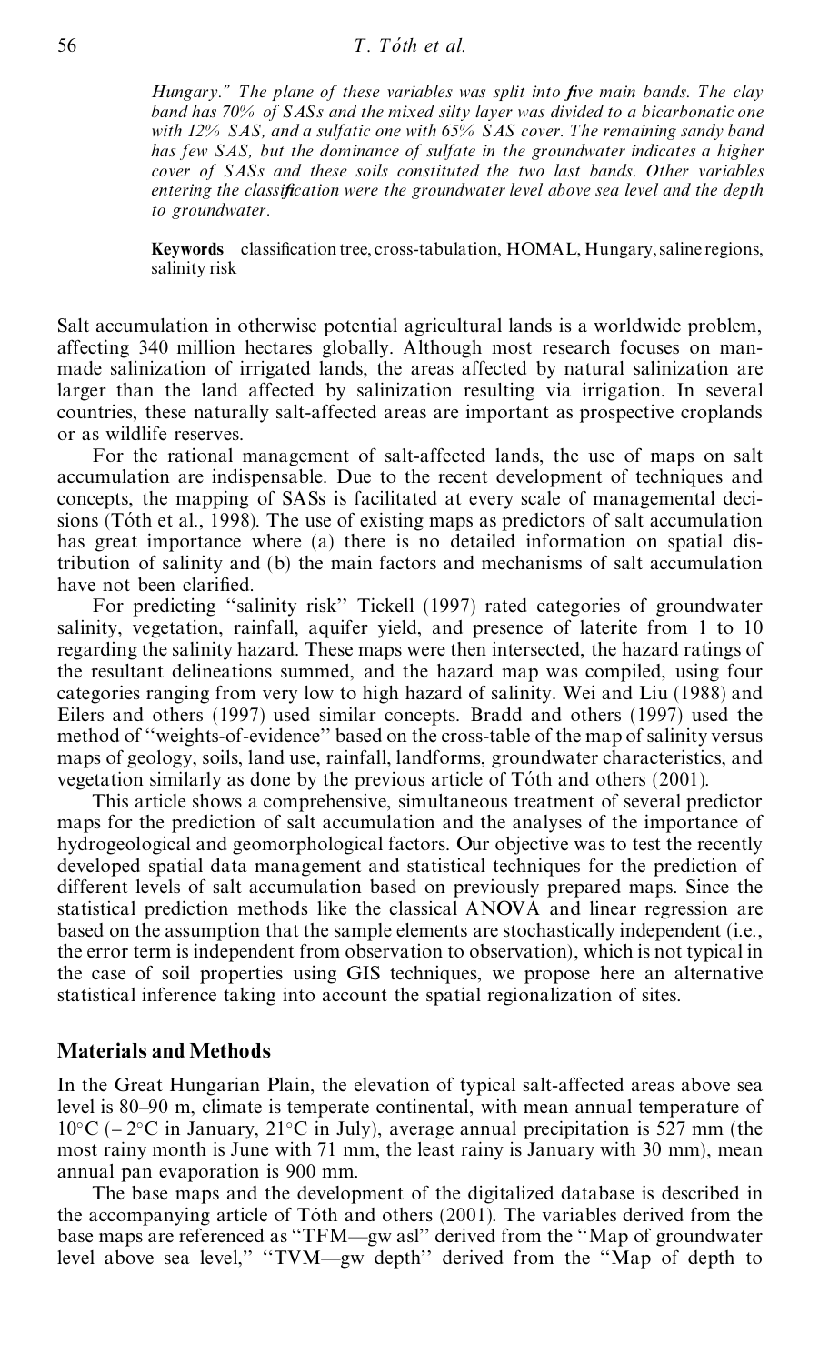*Hungary." The plane of these variables was split into five main bands. The clay band has 70% of SASs and the mixed silty layer was divided to a bicarbonatic one with 12% SAS, and a sulfatic one with 65% SAS cover. The remaining sandy band has few SAS, but the dominance of sulfate in the groundwater indicates a higher cover of SASs and these soils constituted the two last bands. Other variables entering the classification were the groundwater level above sea level and the depth to groundwater.*

**Keywords** classification tree, cross-tabulation, HOMAL, Hungary, saline regions, salinity risk

Salt accumulation in otherwise potential agricultural lands is a worldwide problem, affecting 340 million hectares globally. Although most research focuses on man-made salinization of irrigated lands, the areas affected by natural salinization are larger than the land affected by salinization resulting via irrigation. In several countries, these naturally salt-affected areas are important as prospective croplands or as wildlife reserves.

For the rational management of salt-affected lands, the use of maps on salt accumulation are indispensable. Due to the recent development of techniques and concepts, the mapping of SASs is facilitated at every scale of managemental decisions (Tóth et al., 1998). The use of existing maps as predictors of salt accumulation has great importance where (a) there is no detailed information on spatial distribution of salinity and (b) the main factors and mechanisms of salt accumulation have not been clarified.

For predicting "salinity risk" Tickell (1997) rated categories of groundwater salinity, vegetation, rainfall, aquifer yield, and presence of laterite from 1 to 10 regarding the salinity hazard. These maps were then intersected, the hazard ratings of the resultant delineations summed, and the hazard map was compiled, using four categories ranging from very low to high hazard of salinity. Wei and Liu (1988) and Eilers and others (1997) used similar concepts. Bradd and others (1997) used the method of "weights-of-evidence" based on the cross-table of the map of salinity versus maps of geology, soils, land use, rainfall, landforms, groundwater characteristics, and vegetation similarly as done by the previous article of Tóth and others (2001).

This article shows a comprehensive, simultaneous treatment of several predictor maps for the prediction of salt accumulation and the analyses of the importance of hydrogeological and geomorphological factors. Our objective was to test the recently developed spatial data management and statistical techniques for the prediction of different levels of salt accumulation based on previously prepared maps. Since the statistical prediction methods like the classical ANOVA and linear regression are based on the assumption that the sample elements are stochastically independent (i.e., the error term is independent from observation to observation), which is not typical in the case of soil properties using GIS techniques, we propose here an alternative statistical inference taking into account the spatial regionalization of sites.

## Materials and Methods

In the Great Hungarian Plain, the elevation of typical salt-affected areas above sea level is 80–90 m, climate is temperate continental, with mean annual temperature of 10°C (– 2°C in January, 21°C in July), average annual precipitation is 527 mm (the most rainy month is June with 71 mm, the least rainy is January with 30 mm), mean annual pan evaporation is 900 mm.

The base maps and the development of the digitalized database is described in the accompanying article of Tóth and others (2001). The variables derived from the base maps are referenced as "TFM—gw asl" derived from the "Map of groundwater level above sea level," "TVM—gw depth" derived from the "Map of depth to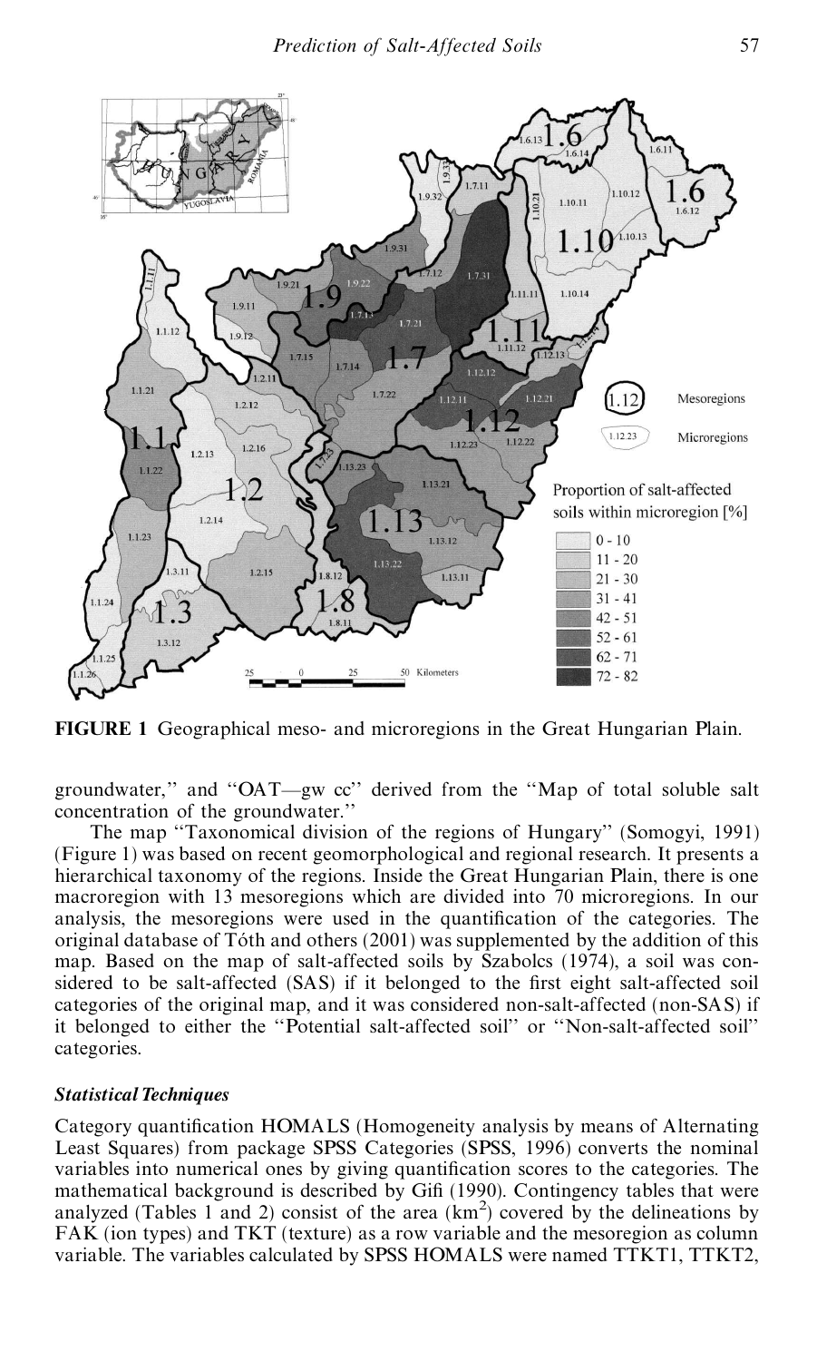FIGURE 1 Geographical meso- and microregions in the Great Hungarian Plain.

groundwater,'' and ''OAT—gw cc'' derived from the ''Map of total soluble salt concentration of the groundwater.''

The map ''Taxonomical division of the regions of Hungary'' (Somogyi, 1991) (Figure 1) was based on recent geomorphological and regional research. It presents a hierarchical taxonomy of the regions. Inside the Great Hungarian Plain, there is one macroregion with 13 mesoregions which are divided into 70 microregions. In our analysis, the mesoregions were used in the quantification of the categories. The original database of Tóth and others (2001) was supplemented by the addition of this map. Based on the map of salt-affected soils by Szabolcs (1974), a soil was considered to be salt-affected (SAS) if it belonged to the first eight salt-affected soil categories of the original map, and it was considered non-salt-affected (non-SAS) if it belonged to either the ''Potential salt-affected soil'' or ''Non-salt-affected soil'' categories.

### *Statistical Techniques*

Category quantification HOMALS (Homogeneity analysis by means of Alternating Least Squares) from package SPSS Categories (SPSS, 1996) converts the nominal variables into numerical ones by giving quantification scores to the categories. The mathematical background is described by Gifi (1990). Contingency tables that were analyzed (Tables 1 and 2) consist of the area ($km^2$) covered by the delineations by FAK (ion types) and TKT (texture) as a row variable and the mesoregion as column variable. The variables calculated by SPSS HOMALS were named TTKT1, TTKT2,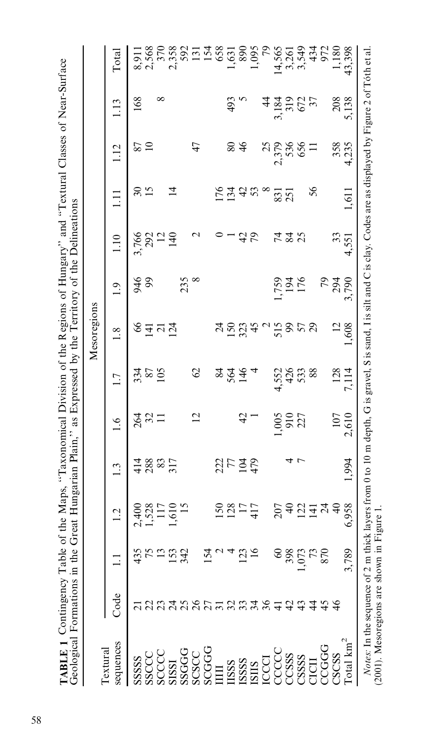**TABLE 1** Contingency Table of the Maps, "Taxonomical Division of the Regions of Hungary" and "Textural Classes of Near-Surface Geological Formations in the Great Hungarian Plain," as Expressed by the Territory of the Delineations

| Textural sequences | Code | Mesoregions | | | | | | | | | | | Total |
|---|---|---|---|---|---|---|---|---|---|---|---|---|---|
| | | 1.1 | 1.2 | 1.3 | 1.6 | 1.7 | 1.8 | 1.9 | 1.10 | 1.11 | 1.12 | 1.13 | |
| SSSS | 21 | 435 | 2,400 | 414 | 264 | 334 | 66 | 946 | 3,766 | 30 | 87 | 168 | 8,911 |
| SSCCC | 22 | 75 | 1,528 | 288 | 32 | 87 | 141 | 99 | 292 | 15 | 10 | | 2,568 |
| SCCCC | 23 | 13 | 117 | 83 | 11 | 105 | 21 | | 12 | | | 8 | 370 |
| SISSI | 24 | 153 | 1,610 | 317 | | | 124 | | 140 | 14 | | | 2,358 |
| SSGGG | 25 | 342 | 15 | | | | | 235 | | | | | 592 |
| SCSCC | 26 | | | | 12 | 62 | | 8 | 2 | | 47 | | 131 |
| SCGGG | 27 | 154 | | | | | | | | | | | 154 |
| IIIII | 31 | 2 | 150 | 222 | | 84 | 24 | | 0 | 176 | | | 658 |
| IISSS | 32 | 4 | 128 | 77 | | 564 | 150 | | 1 | 134 | 80 | 493 | 1,631 |
| ISSSS | 33 | 123 | 17 | 104 | 42 | 146 | 323 | | 42 | 42 | 46 | 5 | 890 |
| ISIIS | 34 | 16 | 417 | 479 | 1 | 4 | 45 | | 79 | 53 | | | 1,095 |
| ICCCI | 36 | | | | | | 2 | | | 8 | 25 | 44 | 79 |
| CCCCC | 41 | 60 | 207 | | 1,005 | 4,552 | 515 | 1,759 | 74 | 831 | 2,379 | 3,184 | 14,565 |
| CCSSS | 42 | 398 | 40 | 4 | 910 | 426 | 99 | 194 | 84 | 251 | 536 | 319 | 3,261 |
| CSSSS | 43 | 1,073 | 122 | 7 | 227 | 533 | 57 | 176 | 25 | | 656 | 672 | 3,549 |
| CICII | 44 | 73 | 141 | | | 88 | 29 | | | 56 | 11 | 37 | 434 |
| CCGGG | 45 | 870 | 24 | | | | | 79 | | | | | 972 |
| CSCSS | 46 | | 40 | | 107 | 128 | 12 | 294 | 33 | | 358 | 208 | 1,180 |
| Total km² | | 3,789 | 6,958 | 1,994 | 2,610 | 7,114 | 1,608 | 3,790 | 4,551 | 1,611 | 4,235 | 5,138 | 43,398 |

*Notes*: In the sequence of 2 m thick layers from 0 to 10 m depth, G is gravel, S is sand, I is silt and C is clay. Codes are as displayed by Figure 2 of Tóth et al. (2001). Mesoregions are shown in Figure 1.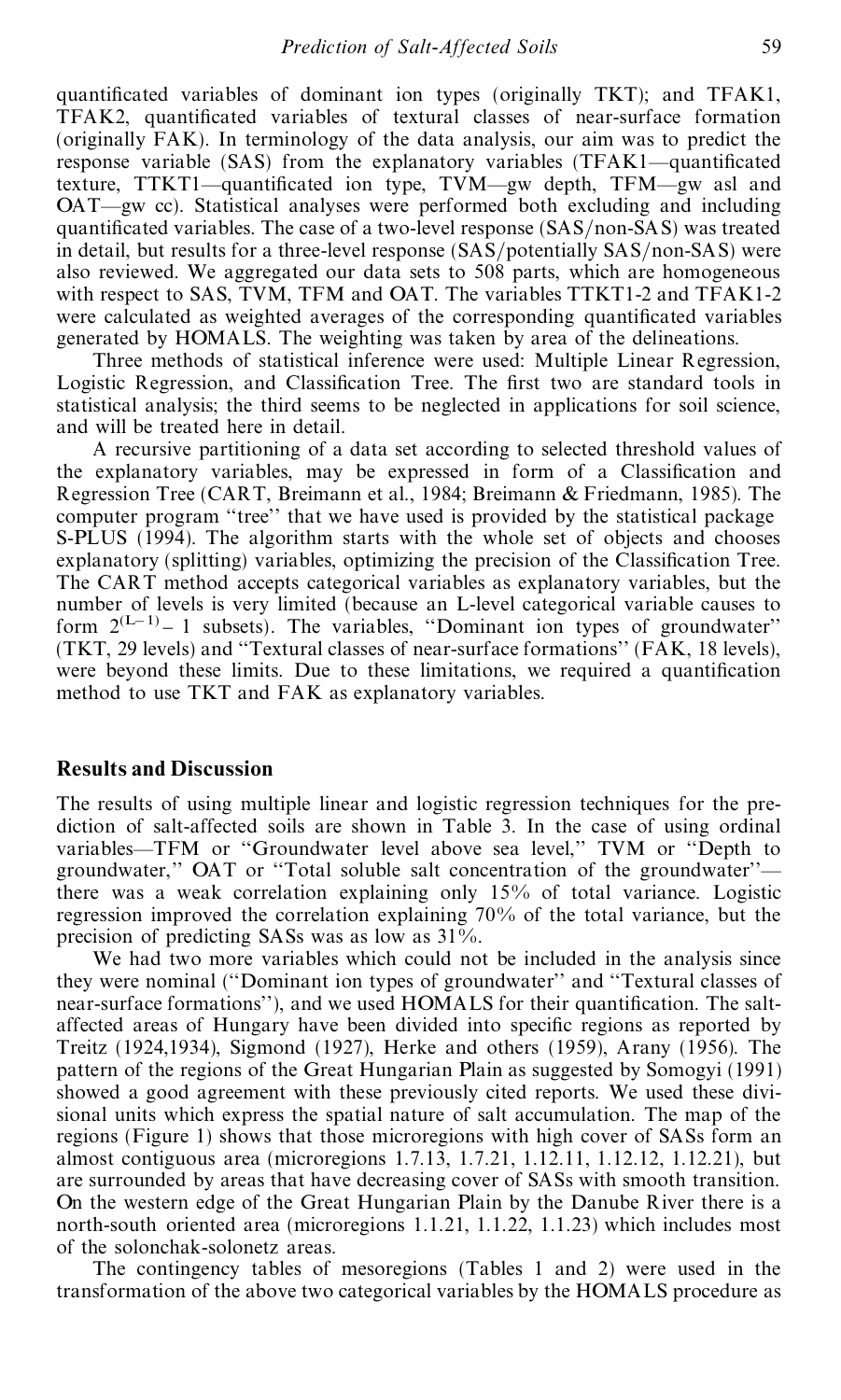quantificated variables of dominant ion types (originally TKT); and TFAK1, TFAK2, quantificated variables of textural classes of near-surface formation (originally FAK). In terminology of the data analysis, our aim was to predict the response variable (SAS) from the explanatory variables (TFAK1—quantificated texture, TTKT1—quantificated ion type, TVM—gw depth, TFM—gw asl and OAT—gw cc). Statistical analyses were performed both excluding and including quantificated variables. The case of a two-level response (SAS/non-SAS) was treated in detail, but results for a three-level response (SAS/potentially SAS/non-SAS) were also reviewed. We aggregated our data sets to 508 parts, which are homogeneous with respect to SAS, TVM, TFM and OAT. The variables TTKT1-2 and TFAK1-2 were calculated as weighted averages of the corresponding quantificated variables generated by HOMALS. The weighting was taken by area of the delineations.

Three methods of statistical inference were used: Multiple Linear Regression, Logistic Regression, and Classification Tree. The first two are standard tools in statistical analysis; the third seems to be neglected in applications for soil science, and will be treated here in detail.

A recursive partitioning of a data set according to selected threshold values of the explanatory variables, may be expressed in form of a Classification and Regression Tree (CART, Breimann et al., 1984; Breimann & Friedmann, 1985). The computer program "tree" that we have used is provided by the statistical package S-PLUS (1994). The algorithm starts with the whole set of objects and chooses explanatory (splitting) variables, optimizing the precision of the Classification Tree. The CART method accepts categorical variables as explanatory variables, but the number of levels is very limited (because an L-level categorical variable causes to form $2^{(L-1)} - 1$ subsets). The variables, "Dominant ion types of groundwater" (TKT, 29 levels) and "Textural classes of near-surface formations" (FAK, 18 levels), were beyond these limits. Due to these limitations, we required a quantification method to use TKT and FAK as explanatory variables.

## Results and Discussion

The results of using multiple linear and logistic regression techniques for the prediction of salt-affected soils are shown in Table 3. In the case of using ordinal variables—TFM or "Groundwater level above sea level," TVM or "Depth to groundwater," OAT or "Total soluble salt concentration of the groundwater"—there was a weak correlation explaining only 15% of total variance. Logistic regression improved the correlation explaining 70% of the total variance, but the precision of predicting SASs was as low as 31%.

We had two more variables which could not be included in the analysis since they were nominal ("Dominant ion types of groundwater" and "Textural classes of near-surface formations"), and we used HOMALS for their quantification. The salt-affected areas of Hungary have been divided into specific regions as reported by Treitz (1924,1934), Sigmond (1927), Herke and others (1959), Arany (1956). The pattern of the regions of the Great Hungarian Plain as suggested by Somogyi (1991) showed a good agreement with these previously cited reports. We used these divisional units which express the spatial nature of salt accumulation. The map of the regions (Figure 1) shows that those microregions with high cover of SASs form an almost contiguous area (microregions 1.7.13, 1.7.21, 1.12.11, 1.12.12, 1.12.21), but are surrounded by areas that have decreasing cover of SASs with smooth transition. On the western edge of the Great Hungarian Plain by the Danube River there is a north-south oriented area (microregions 1.1.21, 1.1.22, 1.1.23) which includes most of the solonchak-solonetz areas.

The contingency tables of mesoregions (Tables 1 and 2) were used in the transformation of the above two categorical variables by the HOMALS procedure as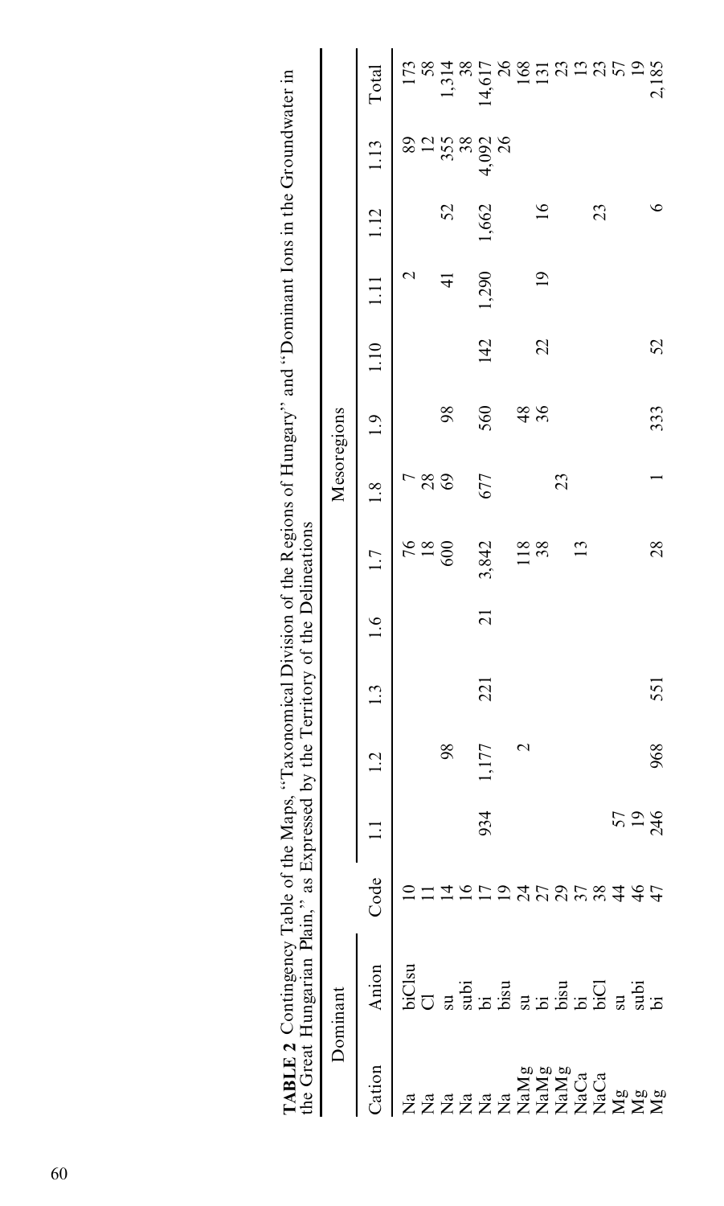**TABLE 2** Contingency Table of the Maps, "Taxonomical Division of the Regions of Hungary" and "Dominant Ions in the Groundwater in the Great Hungarian Plain," as Expressed by the Territory of the Delineations

| Dominant | | | Mesoregions | | | | | | | | | | | |
|---|---|---|---|---|---|---|---|---|---|---|---|---|---|---|
| Cation | Anion | Code | 1.1 | 1.2 | 1.3 | 1.6 | 1.7 | 1.8 | 1.9 | 1.10 | 1.11 | 1.12 | 1.13 | Total |
| Na | biClsu | 10 | | | | | 76 | 7 | | | 2 | | 89 | 173 |
| Na | Cl | 11 | | | | | 18 | 28 | | | | | 12 | 58 |
| Na | su | 14 | | 98 | | | 600 | 69 | 98 | | 41 | 52 | 355 | 1,314 |
| Na | subi | 16 | | | | | | | | | | | 38 | 38 |
| Na | bi | 17 | 934 | 1,177 | 221 | 21 | 3,842 | 677 | 560 | 142 | 1,290 | 1,662 | 4,092 | 14,617 |
| Na | bisu | 19 | | | | | | | | | | | 26 | 26 |
| NaMg | su | 24 | | 2 | | | 118 | | 48 | | | | | 168 |
| NaMg | bi | 27 | | | | | 38 | | 36 | 22 | 19 | 16 | | 131 |
| NaMg | bisu | 29 | | | | | | 23 | | | | | | 23 |
| NaCa | bi | 37 | | | | | 13 | | | | | | | 13 |
| NaCa | biCl | 38 | | | | | | | | | | 23 | | 23 |
| Mg | su | 44 | 57 | | | | | | | | | | | 57 |
| Mg | subi | 46 | 19 | | | | | | | | | | | 19 |
| Mg | bi | 47 | 246 | 968 | 551 | | 28 | 1 | 333 | 52 | | 6 | | 2,185 |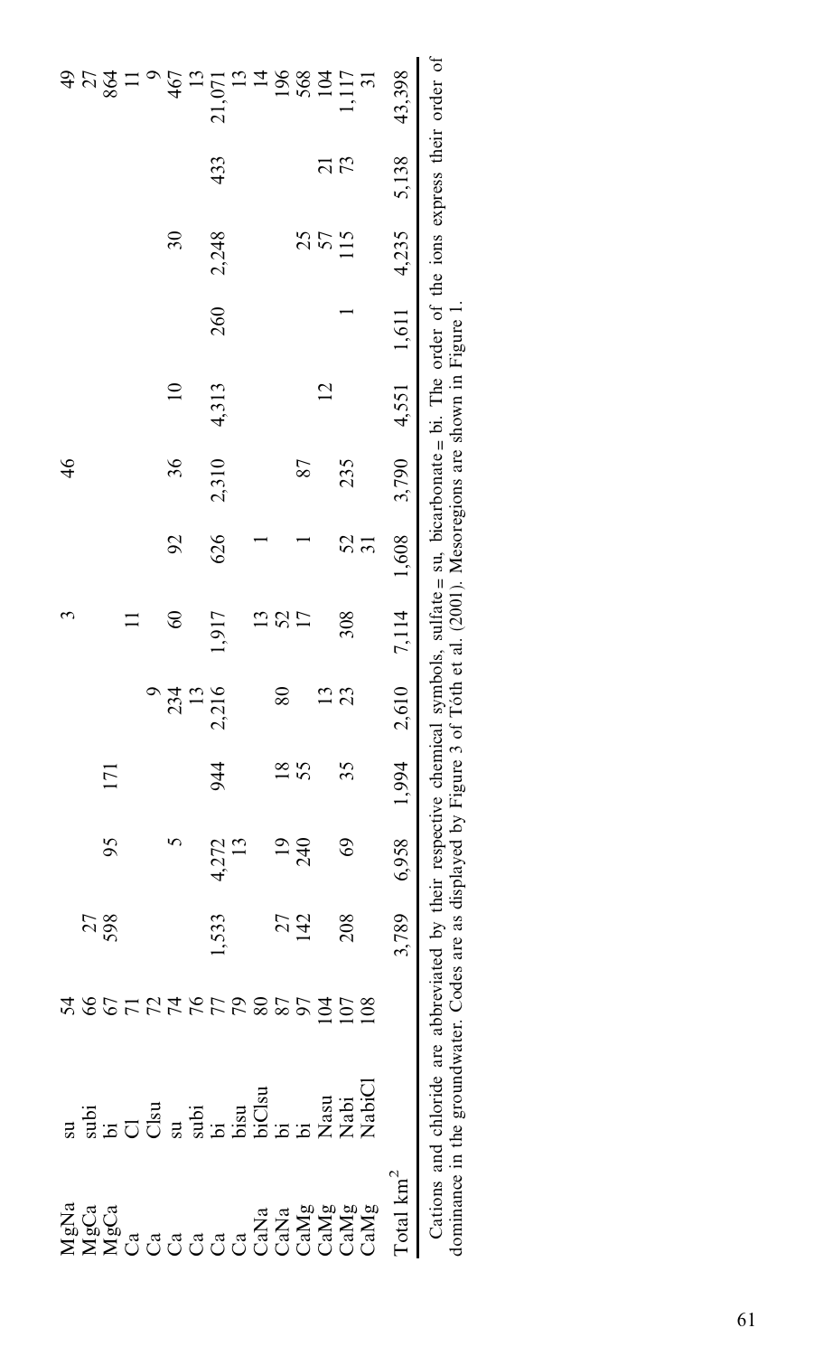| | | | | | | | | | | | | | | |
|---|---|---|---|---|---|---|---|---|---|---|---|---|---|---|
| MgNa | su | 54 | | | | | 3 | | 46 | | | | | 49 |
| MgCa | subi | 66 | 27 | | | | | | | | | | | 27 |
| MgCa | bi | 67 | 598 | 95 | 171 | | | | | | | | | 864 |
| Ca | Cl | 71 | | | | | 11 | | | | | | | 11 |
| Ca | Clsu | 72 | | | | 9 | | | | | | | | 9 |
| Ca | su | 74 | | 5 | | 234 | 60 | 92 | 36 | 10 | | 30 | | 467 |
| Ca | subi | 76 | | | | 13 | | | | | | | | 13 |
| Ca | bi | 77 | 1,533 | 4,272 | 944 | 2,216 | 1,917 | 626 | 2,310 | 4,313 | 260 | 2,248 | 433 | 21,071 |
| Ca | bisu | 79 | | 13 | | | | | | | | | | 13 |
| CaNa | biClsu | 80 | | | | | 13 | 1 | | | | | | 14 |
| CaNa | bi | 87 | 27 | 19 | 18 | 80 | 52 | | | | | | | 196 |
| CaMg | bi | 97 | 142 | 240 | 55 | | 17 | 1 | 87 | | | 25 | | 568 |
| CaMg | Nasu | 104 | | | | 13 | | | | 12 | 1 | 57 | 21 | 104 |
| CaMg | Nabi | 107 | 208 | 69 | 35 | 23 | 308 | 52 | 235 | | | 115 | 73 | 1,117 |
| CaMg | NabiCl | 108 | | | | | | 31 | | | | | | 31 |
| Total km² | | | 3,789 | 6,958 | 1,994 | 2,610 | 7,114 | 1,608 | 3,790 | 4,551 | 1,611 | 4,235 | 5,138 | 43,398 |

Cations and chloride are abbreviated by their respective chemical symbols, sulfate = su, bicarbonate = bi. The order of the ions express their order of dominance in the groundwater. Codes are as displayed by Figure 3 of Tóth et al. (2001). Mesoregions are shown in Figure 1.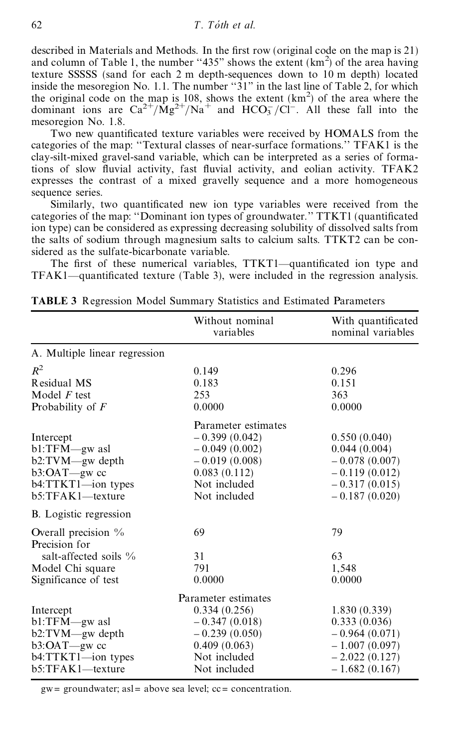described in Materials and Methods. In the first row (original code on the map is 21) and column of Table 1, the number "435" shows the extent ($km^2$) of the area having texture SSSSS (sand for each 2 m depth-sequences down to 10 m depth) located inside the mesoregion No. 1.1. The number "31" in the last line of Table 2, for which the original code on the map is 108, shows the extent ($km^2$) of the area where the dominant ions are $Ca^{2+}/Mg^{2+}/Na^{+}$ and $HCO_3^{-}/Cl^{-}$. All these fall into the mesoregion No. 1.8.

Two new quantificated texture variables were received by HOMALS from the categories of the map: "Textural classes of near-surface formations." TFAK1 is the clay-silt-mixed gravel-sand variable, which can be interpreted as a series of formations of slow fluvial activity, fast fluvial activity, and eolian activity. TFAK2 expresses the contrast of a mixed gravelly sequence and a more homogeneous sequence series.

Similarly, two quantificated new ion type variables were received from the categories of the map: "Dominant ion types of groundwater." TTKT1 (quantificated ion type) can be considered as expressing decreasing solubility of dissolved salts from the salts of sodium through magnesium salts to calcium salts. TTKT2 can be considered as the sulfate-bicarbonate variable.

The first of these numerical variables, TTKT1—quantificated ion type and TFAK1—quantificated texture (Table 3), were included in the regression analysis.

**TABLE 3** Regression Model Summary Statistics and Estimated Parameters

| | Without nominal variables | With quantificated nominal variables |
|---|---|---|
| A. Multiple linear regression | | |
| $R^2$ | 0.149 | 0.296 |
| Residual MS | 0.183 | 0.151 |
| Model $F$ test | 253 | 363 |
| Probability of $F$ | 0.0000 | 0.0000 |
| | Parameter estimates | |
| Intercept | −0.399 (0.042) | 0.550 (0.040) |
| b1:TFM—gw asl | −0.049 (0.002) | 0.044 (0.004) |
| b2:TVM—gw depth | −0.019 (0.008) | −0.078 (0.007) |
| b3:OAT—gw cc | 0.083 (0.112) | −0.119 (0.012) |
| b4:TTKT1—ion types | Not included | −0.317 (0.015) |
| b5:TFAK1—texture | Not included | −0.187 (0.020) |
| B. Logistic regression | | |
| Overall precision % | 69 | 79 |
| Precision for salt-affected soils % | 31 | 63 |
| Model Chi square | 791 | 1,548 |
| Significance of test | 0.0000 | 0.0000 |
| | Parameter estimates | |
| Intercept | 0.334 (0.256) | 1.830 (0.339) |
| b1:TFM—gw asl | −0.347 (0.018) | 0.333 (0.036) |
| b2:TVM—gw depth | −0.239 (0.050) | −0.964 (0.071) |
| b3:OAT—gw cc | 0.409 (0.063) | −1.007 (0.097) |
| b4:TTKT1—ion types | Not included | −2.022 (0.127) |
| b5:TFAK1—texture | Not included | −1.682 (0.167) |

gw = groundwater; asl = above sea level; cc = concentration.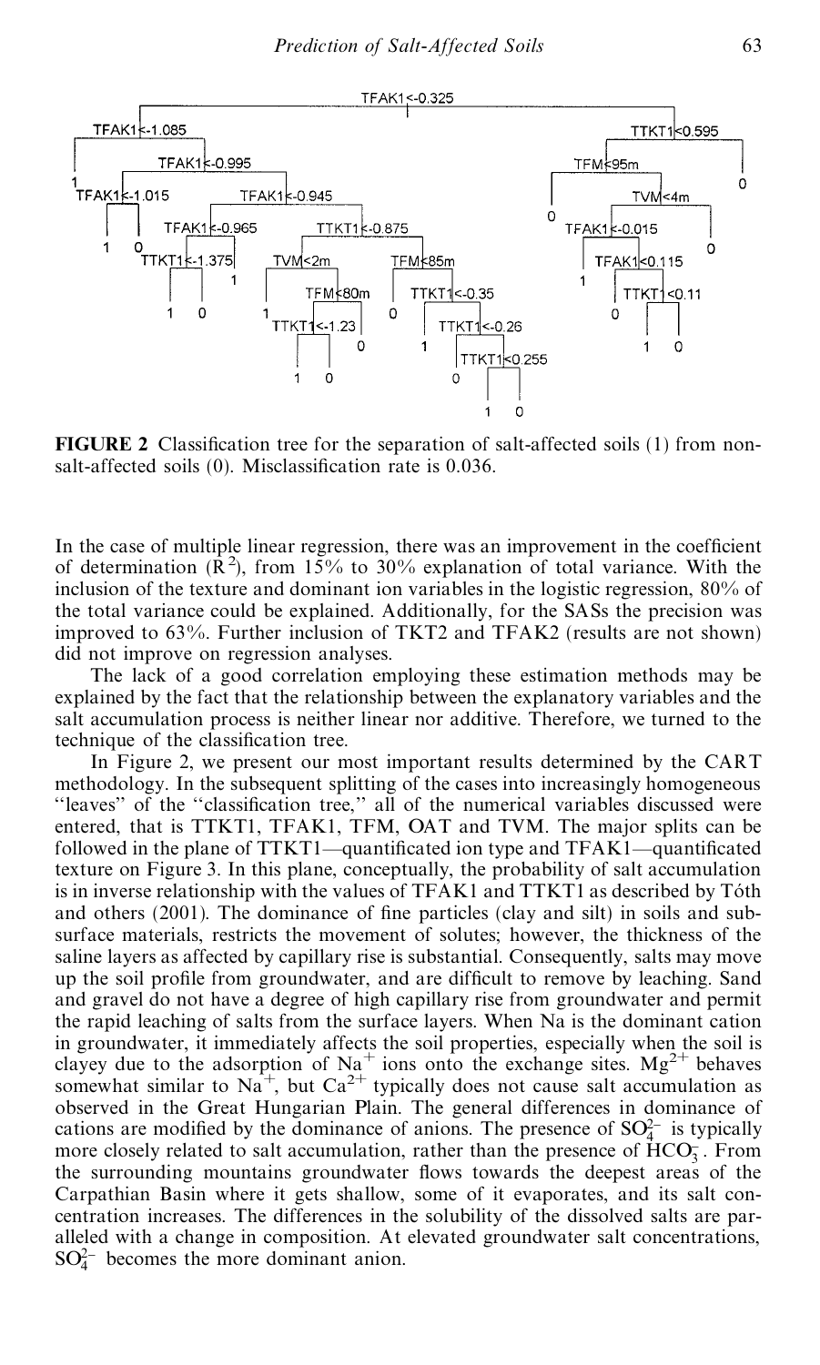**FIGURE 2** Classification tree for the separation of salt-affected soils (1) from non-salt-affected soils (0). Misclassification rate is 0.036.

In the case of multiple linear regression, there was an improvement in the coefficient of determination ($R^2$), from 15% to 30% explanation of total variance. With the inclusion of the texture and dominant ion variables in the logistic regression, 80% of the total variance could be explained. Additionally, for the SASs the precision was improved to 63%. Further inclusion of TKT2 and TFAK2 (results are not shown) did not improve on regression analyses.

The lack of a good correlation employing these estimation methods may be explained by the fact that the relationship between the explanatory variables and the salt accumulation process is neither linear nor additive. Therefore, we turned to the technique of the classification tree.

In Figure 2, we present our most important results determined by the CART methodology. In the subsequent splitting of the cases into increasingly homogeneous "leaves" of the "classification tree," all of the numerical variables discussed were entered, that is TTKT1, TFAK1, TFM, OAT and TVM. The major splits can be followed in the plane of TTKT1—quantificated ion type and TFAK1—quantificated texture on Figure 3. In this plane, conceptually, the probability of salt accumulation is in inverse relationship with the values of TFAK1 and TTKT1 as described by Tóth and others (2001). The dominance of fine particles (clay and silt) in soils and subsurface materials, restricts the movement of solutes; however, the thickness of the saline layers as affected by capillary rise is substantial. Consequently, salts may move up the soil profile from groundwater, and are difficult to remove by leaching. Sand and gravel do not have a degree of high capillary rise from groundwater and permit the rapid leaching of salts from the surface layers. When Na is the dominant cation in groundwater, it immediately affects the soil properties, especially when the soil is clayey due to the adsorption of $Na^+$ ions onto the exchange sites. $Mg^{2+}$ behaves somewhat similar to $Na^+$, but $Ca^{2+}$ typically does not cause salt accumulation as observed in the Great Hungarian Plain. The general differences in dominance of cations are modified by the dominance of anions. The presence of $SO_4^{2-}$ is typically more closely related to salt accumulation, rather than the presence of $HCO_3^-$. From the surrounding mountains groundwater flows towards the deepest areas of the Carpathian Basin where it gets shallow, some of it evaporates, and its salt concentration increases. The differences in the solubility of the dissolved salts are paralleled with a change in composition. At elevated groundwater salt concentrations, $SO_4^{2-}$ becomes the more dominant anion.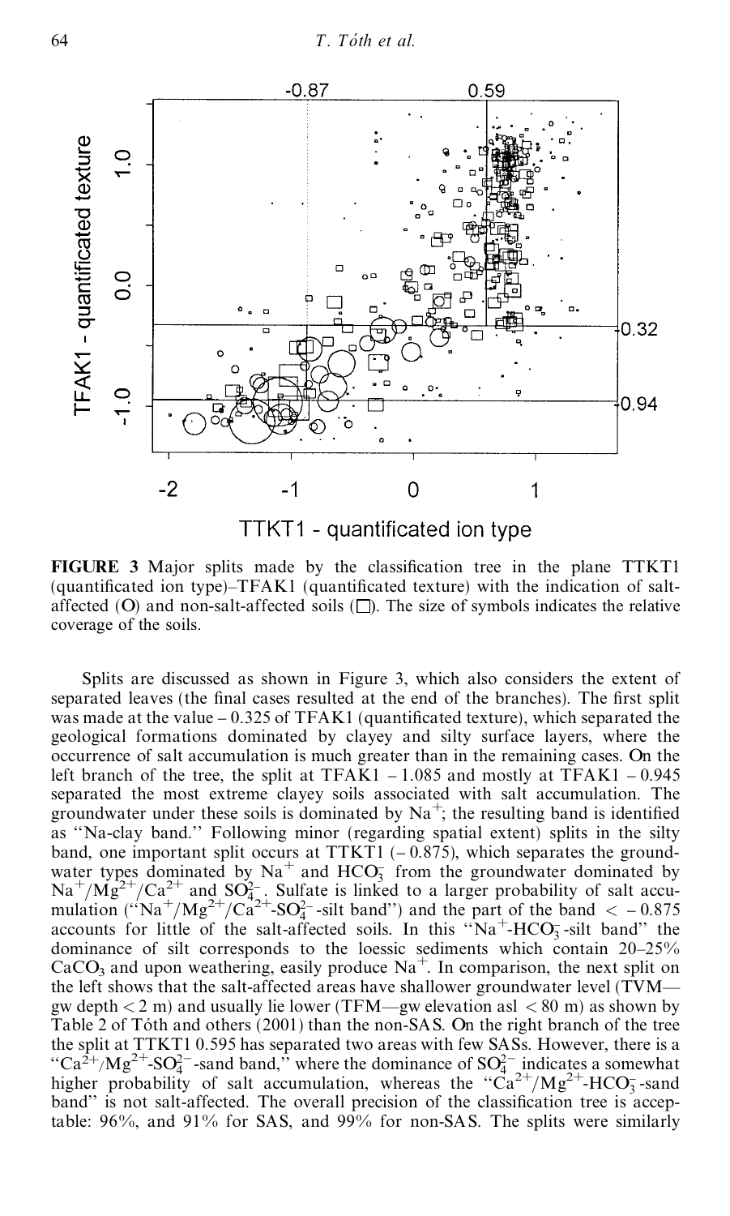**FIGURE 3** Major splits made by the classification tree in the plane TTKT1 (quantificated ion type)–TFAK1 (quantificated texture) with the indication of salt-affected (O) and non-salt-affected soils (□). The size of symbols indicates the relative coverage of the soils.

Splits are discussed as shown in Figure 3, which also considers the extent of separated leaves (the final cases resulted at the end of the branches). The first split was made at the value – 0.325 of TFAK1 (quantificated texture), which separated the geological formations dominated by clayey and silty surface layers, where the occurrence of salt accumulation is much greater than in the remaining cases. On the left branch of the tree, the split at TFAK1 – 1.085 and mostly at TFAK1 – 0.945 separated the most extreme clayey soils associated with salt accumulation. The groundwater under these soils is dominated by $Na^+$; the resulting band is identified as "Na-clay band." Following minor (regarding spatial extent) splits in the silty band, one important split occurs at TTKT1 (– 0.875), which separates the groundwater types dominated by $Na^+$ and $HCO_3^-$ from the groundwater dominated by $Na^+/Mg^{2+}/Ca^{2+}$ and $SO_4^{2-}$. Sulfate is linked to a larger probability of salt accumulation ("$Na^+/Mg^{2+}/Ca^{2+}$-$SO_4^{2-}$-silt band") and the part of the band < – 0.875 accounts for little of the salt-affected soils. In this "$Na^+$-$HCO_3^-$-silt band" the dominance of silt corresponds to the loessic sediments which contain 20–25% $CaCO_3$ and upon weathering, easily produce $Na^+$. In comparison, the next split on the left shows that the salt-affected areas have shallower groundwater level (TVM—gw depth < 2 m) and usually lie lower (TFM—gw elevation asl < 80 m) as shown by Table 2 of Tóth and others (2001) than the non-SAS. On the right branch of the tree the split at TTKT1 0.595 has separated two areas with few SASs. However, there is a "$Ca^{2+}/Mg^{2+}$-$SO_4^{2-}$-sand band," where the dominance of $SO_4^{2-}$ indicates a somewhat higher probability of salt accumulation, whereas the "$Ca^{2+}/Mg^{2+}$-$HCO_3^-$-sand band" is not salt-affected. The overall precision of the classification tree is acceptable: 96%, and 91% for SAS, and 99% for non-SAS. The splits were similarly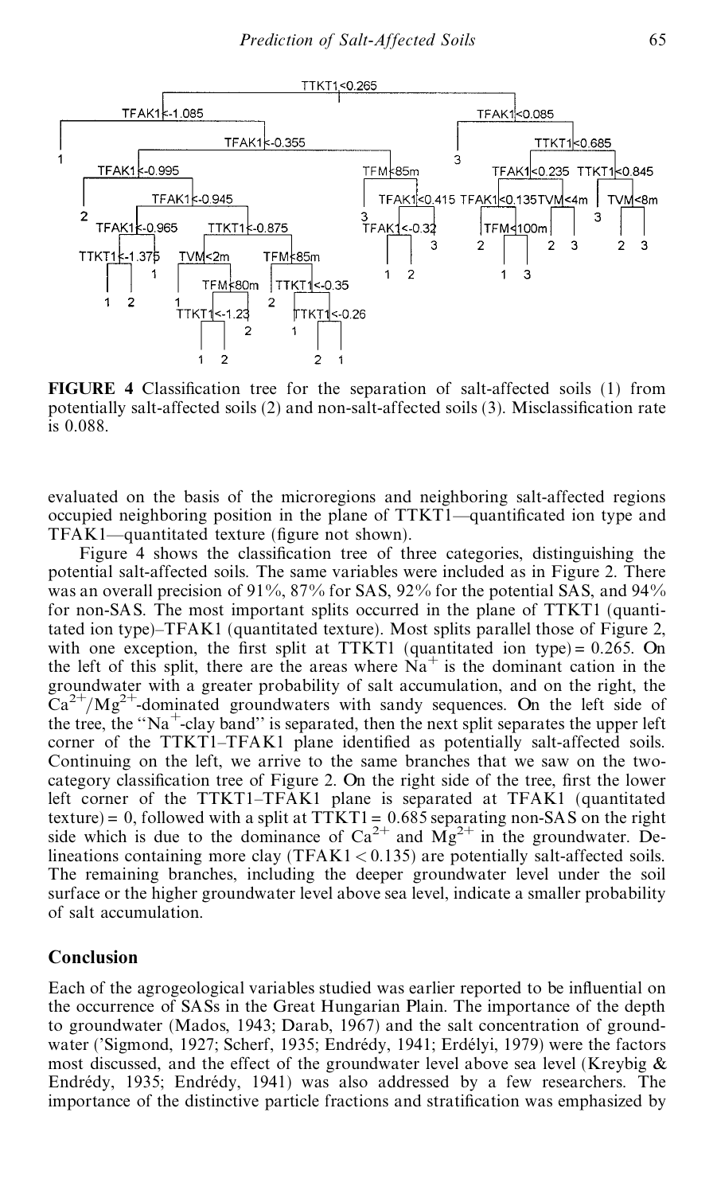**FIGURE 4** Classification tree for the separation of salt-affected soils (1) from potentially salt-affected soils (2) and non-salt-affected soils (3). Misclassification rate is 0.088.

evaluated on the basis of the microregions and neighboring salt-affected regions occupied neighboring position in the plane of TTKT1—quantificated ion type and TFAK1—quantitated texture (figure not shown).

Figure 4 shows the classification tree of three categories, distinguishing the potential salt-affected soils. The same variables were included as in Figure 2. There was an overall precision of 91%, 87% for SAS, 92% for the potential SAS, and 94% for non-SAS. The most important splits occurred in the plane of TTKT1 (quantitated ion type)–TFAK1 (quantitated texture). Most splits parallel those of Figure 2, with one exception, the first split at TTKT1 (quantitated ion type) = 0.265. On the left of this split, there are the areas where $Na^{+}$ is the dominant cation in the groundwater with a greater probability of salt accumulation, and on the right, the $Ca^{2+}/Mg^{2+}$-dominated groundwaters with sandy sequences. On the left side of the tree, the "$Na^{+}$-clay band" is separated, then the next split separates the upper left corner of the TTKT1–TFAK1 plane identified as potentially salt-affected soils. Continuing on the left, we arrive to the same branches that we saw on the two-category classification tree of Figure 2. On the right side of the tree, first the lower left corner of the TTKT1–TFAK1 plane is separated at TFAK1 (quantitated texture) = 0, followed with a split at TTKT1 = 0.685 separating non-SAS on the right side which is due to the dominance of $Ca^{2+}$ and $Mg^{2+}$ in the groundwater. Delineations containing more clay (TFAK1 < 0.135) are potentially salt-affected soils. The remaining branches, including the deeper groundwater level under the soil surface or the higher groundwater level above sea level, indicate a smaller probability of salt accumulation.

## Conclusion

Each of the agrogeological variables studied was earlier reported to be influential on the occurrence of SASs in the Great Hungarian Plain. The importance of the depth to groundwater (Mados, 1943; Darab, 1967) and the salt concentration of groundwater ('Sigmond, 1927; Scherf, 1935; Endrédy, 1941; Erdélyi, 1979) were the factors most discussed, and the effect of the groundwater level above sea level (Kreybig & Endrédy, 1935; Endrédy, 1941) was also addressed by a few researchers. The importance of the distinctive particle fractions and stratification was emphasized by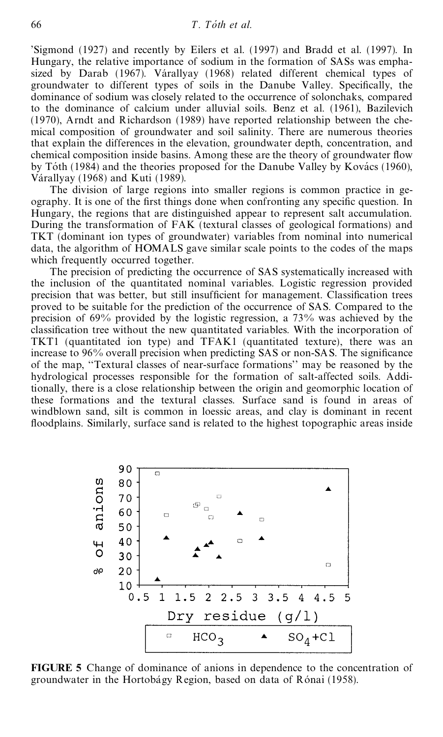'Sigmond (1927) and recently by Eilers et al. (1997) and Bradd et al. (1997). In Hungary, the relative importance of sodium in the formation of SASs was emphasized by Darab (1967). Várallyay (1968) related different chemical types of groundwater to different types of soils in the Danube Valley. Specifically, the dominance of sodium was closely related to the occurrence of solonchaks, compared to the dominance of calcium under alluvial soils. Benz et al. (1961), Bazilevich (1970), Arndt and Richardson (1989) have reported relationship between the chemical composition of groundwater and soil salinity. There are numerous theories that explain the differences in the elevation, groundwater depth, concentration, and chemical composition inside basins. Among these are the theory of groundwater flow by Tóth (1984) and the theories proposed for the Danube Valley by Kovács (1960), Várallyay (1968) and Kuti (1989).

The division of large regions into smaller regions is common practice in geography. It is one of the first things done when confronting any specific question. In Hungary, the regions that are distinguished appear to represent salt accumulation. During the transformation of FAK (textural classes of geological formations) and TKT (dominant ion types of groundwater) variables from nominal into numerical data, the algorithm of HOMALS gave similar scale points to the codes of the maps which frequently occurred together.

The precision of predicting the occurrence of SAS systematically increased with the inclusion of the quantitated nominal variables. Logistic regression provided precision that was better, but still insufficient for management. Classification trees proved to be suitable for the prediction of the occurrence of SAS. Compared to the precision of 69% provided by the logistic regression, a 73% was achieved by the classification tree without the new quantitated variables. With the incorporation of TKT1 (quantitated ion type) and TFAK1 (quantitated texture), there was an increase to 96% overall precision when predicting SAS or non-SAS. The significance of the map, "Textural classes of near-surface formations" may be reasoned by the hydrological processes responsible for the formation of salt-affected soils. Additionally, there is a close relationship between the origin and geomorphic location of these formations and the textural classes. Surface sand is found in areas of windblown sand, silt is common in loessic areas, and clay is dominant in recent floodplains. Similarly, surface sand is related to the highest topographic areas inside

**FIGURE 5** Change of dominance of anions in dependence to the concentration of groundwater in the Hortobágy Region, based on data of Rónai (1958).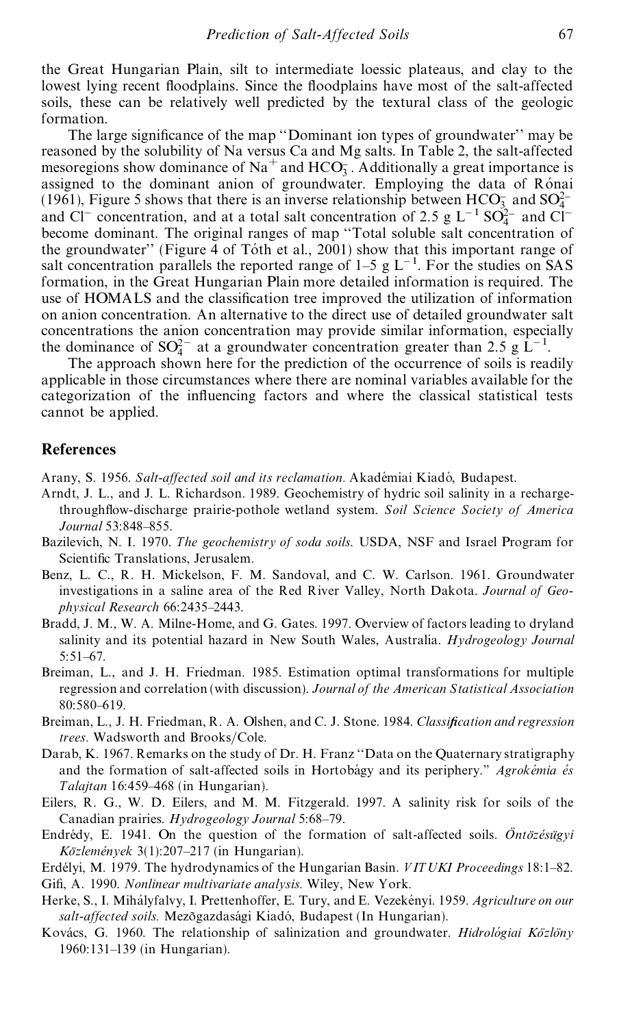the Great Hungarian Plain, silt to intermediate loessic plateaus, and clay to the lowest lying recent floodplains. Since the floodplains have most of the salt-affected soils, these can be relatively well predicted by the textural class of the geologic formation.

The large significance of the map "Dominant ion types of groundwater" may be reasoned by the solubility of Na versus Ca and Mg salts. In Table 2, the salt-affected mesoregions show dominance of $Na^+$ and $HCO_3^-$. Additionally a great importance is assigned to the dominant anion of groundwater. Employing the data of Rónai (1961), Figure 5 shows that there is an inverse relationship between $HCO_3^-$ and $SO_4^{2-}$ and $Cl^-$ concentration, and at a total salt concentration of 2.5 g $L^{-1}$ $SO_4^{2-}$ and $Cl^-$ become dominant. The original ranges of map "Total soluble salt concentration of the groundwater" (Figure 4 of Tóth et al., 2001) show that this important range of salt concentration parallels the reported range of 1–5 g $L^{-1}$. For the studies on SAS formation, in the Great Hungarian Plain more detailed information is required. The use of HOMALS and the classification tree improved the utilization of information on anion concentration. An alternative to the direct use of detailed groundwater salt concentrations the anion concentration may provide similar information, especially the dominance of $SO_4^{2-}$ at a groundwater concentration greater than 2.5 g $L^{-1}$.

The approach shown here for the prediction of the occurrence of soils is readily applicable in those circumstances where there are nominal variables available for the categorization of the influencing factors and where the classical statistical tests cannot be applied.

## References

Arany, S. 1956. *Salt-affected soil and its reclamation.* Akadémiai Kiadó, Budapest.

Arndt, J. L., and J. L. Richardson. 1989. Geochemistry of hydric soil salinity in a recharge-throughflow-discharge prairie-pothole wetland system. *Soil Science Society of America Journal* 53:848–855.

Bazilevich, N. I. 1970. *The geochemistry of soda soils.* USDA, NSF and Israel Program for Scientific Translations, Jerusalem.

Benz, L. C., R. H. Mickelson, F. M. Sandoval, and C. W. Carlson. 1961. Groundwater investigations in a saline area of the Red River Valley, North Dakota. *Journal of Geophysical Research* 66:2435–2443.

Bradd, J. M., W. A. Milne-Home, and G. Gates. 1997. Overview of factors leading to dryland salinity and its potential hazard in New South Wales, Australia. *Hydrogeology Journal* 5:51–67.

Breiman, L., and J. H. Friedman. 1985. Estimation optimal transformations for multiple regression and correlation (with discussion). *Journal of the American Statistical Association* 80:580–619.

Breiman, L., J. H. Friedman, R. A. Olshen, and C. J. Stone. 1984. *Classification and regression trees.* Wadsworth and Brooks/Cole.

Darab, K. 1967. Remarks on the study of Dr. H. Franz "Data on the Quaternary stratigraphy and the formation of salt-affected soils in Hortobágy and its periphery." *Agrokémia és Talajtan* 16:459–468 (in Hungarian).

Eilers, R. G., W. D. Eilers, and M. M. Fitzgerald. 1997. A salinity risk for soils of the Canadian prairies. *Hydrogeology Journal* 5:68–79.

Endrédy, E. 1941. On the question of the formation of salt-affected soils. *Öntözésügyi Közlemények* 3(1):207–217 (in Hungarian).

Erdélyi, M. 1979. The hydrodynamics of the Hungarian Basin. *VITUKI Proceedings* 18:1–82.

Gifi, A. 1990. *Nonlinear multivariate analysis.* Wiley, New York.

Herke, S., I. Mihályfalvy, I. Prettenhoffer, E. Tury, and E. Vezekényi. 1959. *Agriculture on our salt-affected soils.* Mezõgazdasági Kiadó, Budapest (In Hungarian).

Kovács, G. 1960. The relationship of salinization and groundwater. *Hidrológiai Közlöny* 1960:131–139 (in Hungarian).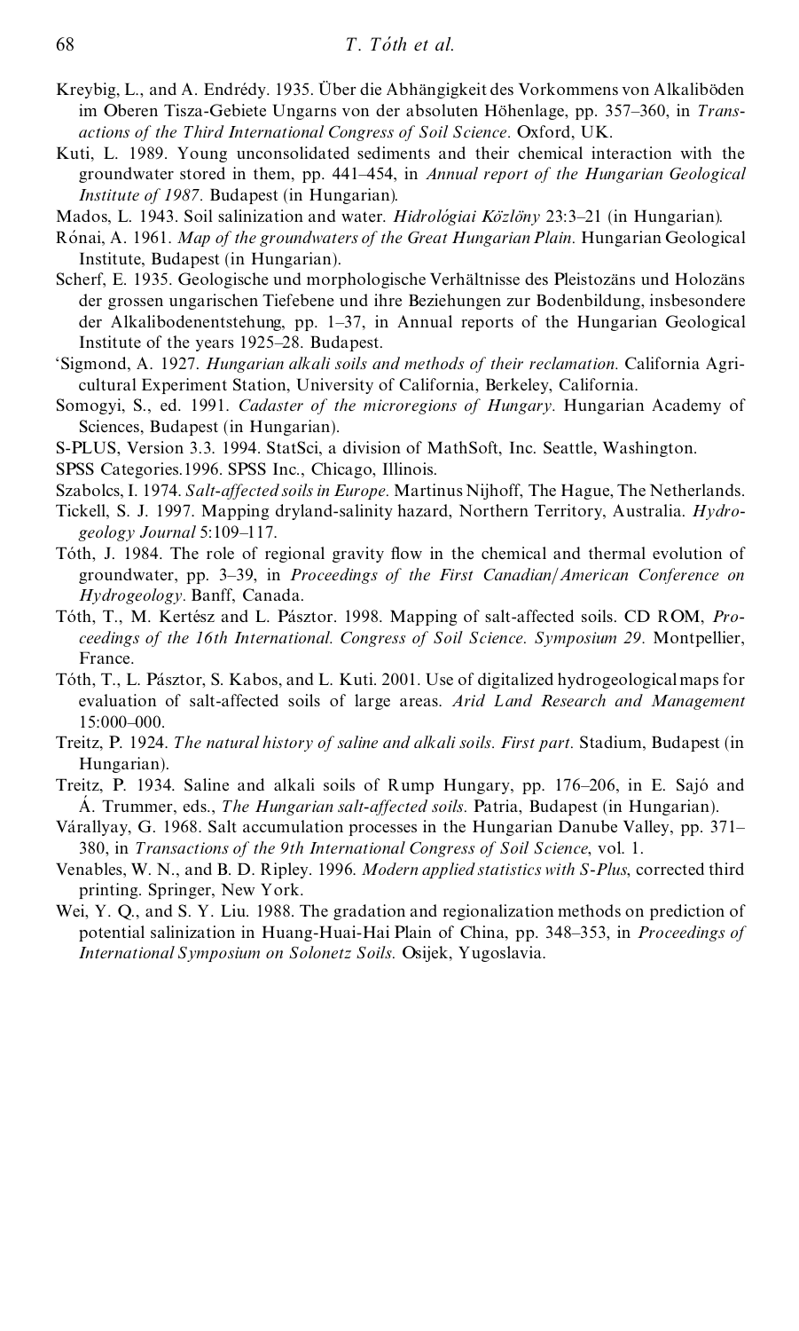Kreybig, L., and A. Endrédy. 1935. Über die Abhängigkeit des Vorkommens von Alkaliböden im Oberen Tisza-Gebiete Ungarns von der absoluten Höhenlage, pp. 357–360, in *Transactions of the Third International Congress of Soil Science*. Oxford, UK.

Kuti, L. 1989. Young unconsolidated sediments and their chemical interaction with the groundwater stored in them, pp. 441–454, in *Annual report of the Hungarian Geological Institute of 1987*. Budapest (in Hungarian).

Mados, L. 1943. Soil salinization and water. *Hidrológiai Közlöny* 23:3–21 (in Hungarian).

Rónai, A. 1961. *Map of the groundwaters of the Great Hungarian Plain*. Hungarian Geological Institute, Budapest (in Hungarian).

Scherf, E. 1935. Geologische und morphologische Verhältnisse des Pleistozäns und Holozäns der grossen ungarischen Tiefebene und ihre Beziehungen zur Bodenbildung, insbesondere der Alkalibodenentstehung, pp. 1–37, in Annual reports of the Hungarian Geological Institute of the years 1925–28. Budapest.

'Sigmond, A. 1927. *Hungarian alkali soils and methods of their reclamation*. California Agricultural Experiment Station, University of California, Berkeley, California.

Somogyi, S., ed. 1991. *Cadaster of the microregions of Hungary*. Hungarian Academy of Sciences, Budapest (in Hungarian).

S-PLUS, Version 3.3. 1994. StatSci, a division of MathSoft, Inc. Seattle, Washington.

SPSS Categories.1996. SPSS Inc., Chicago, Illinois.

Szabolcs, I. 1974. *Salt-affected soils in Europe*. Martinus Nijhoff, The Hague, The Netherlands.

Tickell, S. J. 1997. Mapping dryland-salinity hazard, Northern Territory, Australia. *Hydrogeology Journal* 5:109–117.

Tóth, J. 1984. The role of regional gravity flow in the chemical and thermal evolution of groundwater, pp. 3–39, in *Proceedings of the First Canadian/American Conference on Hydrogeology*. Banff, Canada.

Tóth, T., M. Kertész and L. Pásztor. 1998. Mapping of salt-affected soils. CD ROM, *Proceedings of the 16th International. Congress of Soil Science. Symposium 29*. Montpellier, France.

Tóth, T., L. Pásztor, S. Kabos, and L. Kuti. 2001. Use of digitalized hydrogeological maps for evaluation of salt-affected soils of large areas. *Arid Land Research and Management* 15:000–000.

Treitz, P. 1924. *The natural history of saline and alkali soils. First part*. Stadium, Budapest (in Hungarian).

Treitz, P. 1934. Saline and alkali soils of Rump Hungary, pp. 176–206, in E. Sajó and Á. Trummer, eds., *The Hungarian salt-affected soils*. Patria, Budapest (in Hungarian).

Várallyay, G. 1968. Salt accumulation processes in the Hungarian Danube Valley, pp. 371–380, in *Transactions of the 9th International Congress of Soil Science*, vol. 1.

Venables, W. N., and B. D. Ripley. 1996. *Modern applied statistics with S-Plus*, corrected third printing. Springer, New York.

Wei, Y. Q., and S. Y. Liu. 1988. The gradation and regionalization methods on prediction of potential salinization in Huang-Huai-Hai Plain of China, pp. 348–353, in *Proceedings of International Symposium on Solonetz Soils*. Osijek, Yugoslavia.